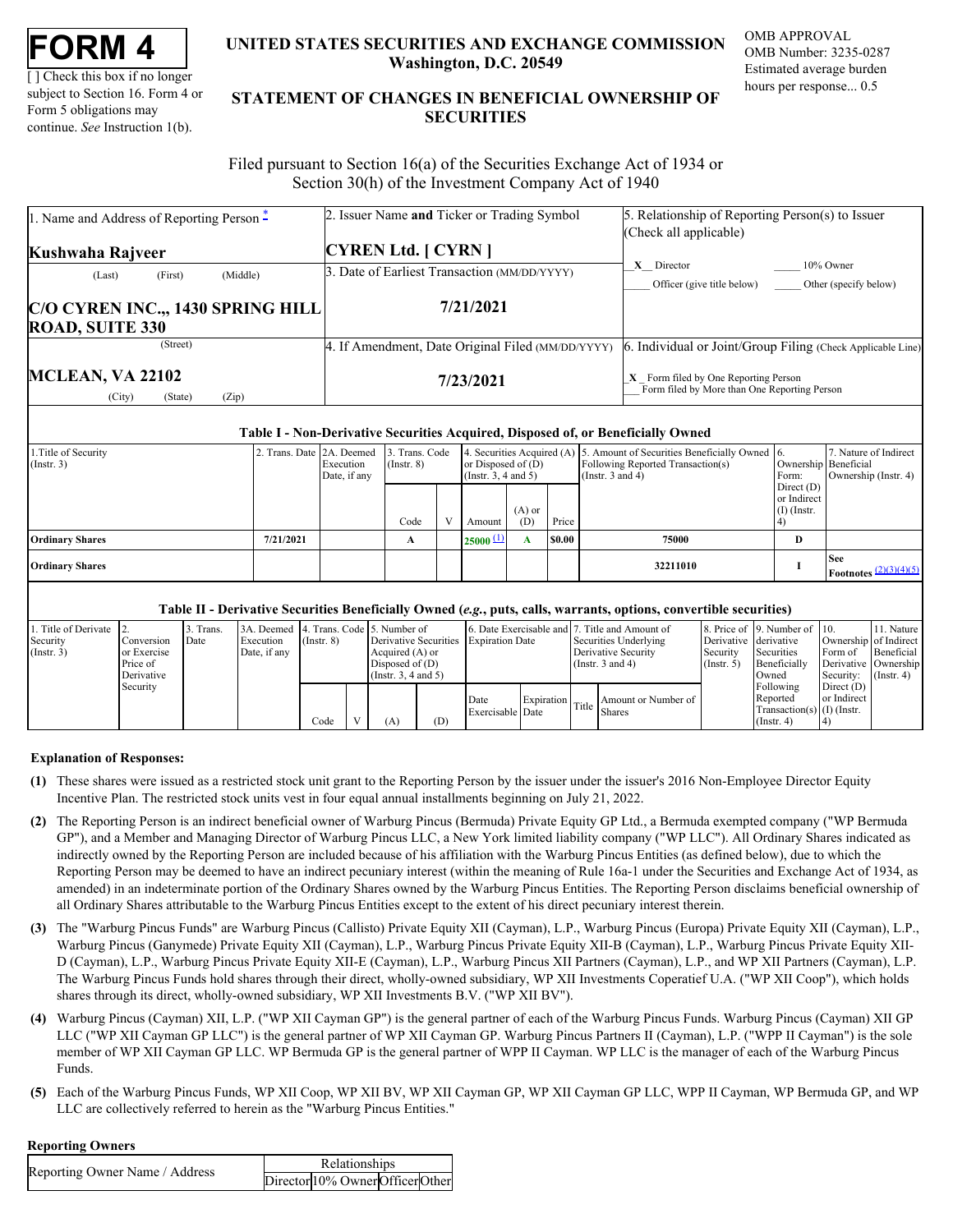# FORM 4

[ ] Check this box if no longer subject to Section 16. Form 4 or Form 5 obligations may continue. *See* Instruction 1(b).

## UNITED STATES SECURITIES AND EXCHANGE COMMISSION
## Washington, D.C. 20549

## STATEMENT OF CHANGES IN BENEFICIAL OWNERSHIP OF SECURITIES

OMB APPROVAL
OMB Number: 3235-0287
Estimated average burden hours per response... 0.5

Filed pursuant to Section 16(a) of the Securities Exchange Act of 1934 or Section 30(h) of the Investment Company Act of 1940

| 1. Name and Address of Reporting Person * | 2. Issuer Name **and** Ticker or Trading Symbol | 5. Relationship of Reporting Person(s) to Issuer (Check all applicable) |
|---|---|---|
| **Kushwaha Rajveer** (Last) (First) (Middle) | **CYREN Ltd. [ CYRN ]** | X Director ____ 10% Owner ____ Officer (give title below) ____ Other (specify below) |
| **C/O CYREN INC.,, 1430 SPRING HILL ROAD, SUITE 330** (Street) | 3. Date of Earliest Transaction (MM/DD/YYYY) **7/21/2021** | |
| **MCLEAN, VA 22102** (City) (State) (Zip) | 4. If Amendment, Date Original Filed (MM/DD/YYYY) **7/23/2021** | 6. Individual or Joint/Group Filing (Check Applicable Line) _X_ Form filed by One Reporting Person ___ Form filed by More than One Reporting Person |

### Table I - Non-Derivative Securities Acquired, Disposed of, or Beneficially Owned

| 1.Title of Security (Instr. 3) | 2. Trans. Date | 2A. Deemed Execution Date, if any | 3. Trans. Code (Instr. 8) | | 4. Securities Acquired (A) or Disposed of (D) (Instr. 3, 4 and 5) | | | 5. Amount of Securities Beneficially Owned Following Reported Transaction(s) (Instr. 3 and 4) | 6. Ownership Form: Direct (D) or Indirect (I) (Instr. 4) | 7. Nature of Indirect Beneficial Ownership (Instr. 4) |
|---|---|---|---|---|---|---|---|---|---|---|
| | | | Code | V | Amount | (A) or (D) | Price | | | |
| **Ordinary Shares** | **7/21/2021** | | **A** | | **25000** (1) | **A** | **$0.00** | **75000** | **D** | |
| **Ordinary Shares** | | | | | | | | **32211010** | **I** | **See Footnotes** (2)(3)(4)(5) |

### Table II - Derivative Securities Beneficially Owned (*e.g.*, puts, calls, warrants, options, convertible securities)

| 1. Title of Derivate Security (Instr. 3) | 2. Conversion or Exercise Price of Derivative Security | 3. Trans. Date | 3A. Deemed Execution Date, if any | 4. Trans. Code (Instr. 8) | | 5. Number of Derivative Securities Acquired (A) or Disposed of (D) (Instr. 3, 4 and 5) | | 6. Date Exercisable and Expiration Date | | 7. Title and Amount of Securities Underlying Derivative Security (Instr. 3 and 4) | | 8. Price of Derivative Security (Instr. 5) | 9. Number of derivative Securities Beneficially Owned Following Reported Transaction(s) (Instr. 4) | 10. Ownership Form of Derivative Security: Direct (D) or Indirect (I) (Instr. 4) | 11. Nature of Indirect Beneficial Ownership (Instr. 4) |
|---|---|---|---|---|---|---|---|---|---|---|---|---|---|---|---|
| | | | | Code | V | (A) | (D) | Date Exercisable | Expiration Date | Title | Amount or Number of Shares | | | | |

**Explanation of Responses:**

**(1)** These shares were issued as a restricted stock unit grant to the Reporting Person by the issuer under the issuer's 2016 Non-Employee Director Equity Incentive Plan. The restricted stock units vest in four equal annual installments beginning on July 21, 2022.

**(2)** The Reporting Person is an indirect beneficial owner of Warburg Pincus (Bermuda) Private Equity GP Ltd., a Bermuda exempted company ("WP Bermuda GP"), and a Member and Managing Director of Warburg Pincus LLC, a New York limited liability company ("WP LLC"). All Ordinary Shares indicated as indirectly owned by the Reporting Person are included because of his affiliation with the Warburg Pincus Entities (as defined below), due to which the Reporting Person may be deemed to have an indirect pecuniary interest (within the meaning of Rule 16a-1 under the Securities and Exchange Act of 1934, as amended) in an indeterminate portion of the Ordinary Shares owned by the Warburg Pincus Entities. The Reporting Person disclaims beneficial ownership of all Ordinary Shares attributable to the Warburg Pincus Entities except to the extent of his direct pecuniary interest therein.

**(3)** The "Warburg Pincus Funds" are Warburg Pincus (Callisto) Private Equity XII (Cayman), L.P., Warburg Pincus (Europa) Private Equity XII (Cayman), L.P., Warburg Pincus (Ganymede) Private Equity XII (Cayman), L.P., Warburg Pincus Private Equity XII-B (Cayman), L.P., Warburg Pincus Private Equity XII-D (Cayman), L.P., Warburg Pincus Private Equity XII-E (Cayman), L.P., Warburg Pincus XII Partners (Cayman), L.P., and WP XII Partners (Cayman), L.P. The Warburg Pincus Funds hold shares through their direct, wholly-owned subsidiary, WP XII Investments Coperatief U.A. ("WP XII Coop"), which holds shares through its direct, wholly-owned subsidiary, WP XII Investments B.V. ("WP XII BV").

**(4)** Warburg Pincus (Cayman) XII, L.P. ("WP XII Cayman GP") is the general partner of each of the Warburg Pincus Funds. Warburg Pincus (Cayman) XII GP LLC ("WP XII Cayman GP LLC") is the general partner of WP XII Cayman GP. Warburg Pincus Partners II (Cayman), L.P. ("WPP II Cayman") is the sole member of WP XII Cayman GP LLC. WP Bermuda GP is the general partner of WPP II Cayman. WP LLC is the manager of each of the Warburg Pincus Funds.

**(5)** Each of the Warburg Pincus Funds, WP XII Coop, WP XII BV, WP XII Cayman GP, WP XII Cayman GP LLC, WPP II Cayman, WP Bermuda GP, and WP LLC are collectively referred to herein as the "Warburg Pincus Entities."

**Reporting Owners**

| Reporting Owner Name / Address | Relationships | | | |
|---|---|---|---|---|
| | Director | 10% Owner | Officer | Other |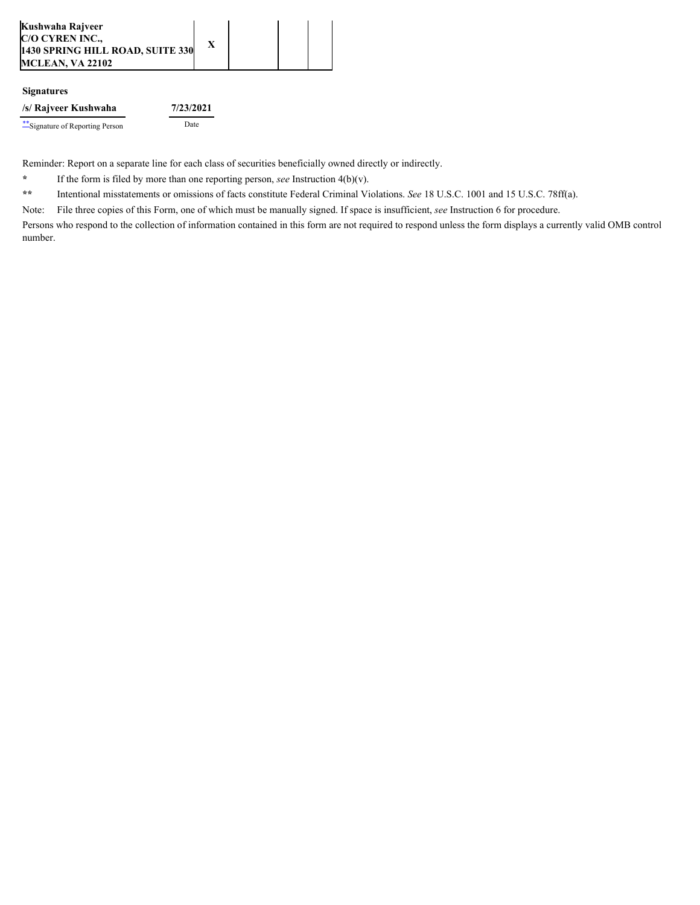| | | | | |
|---|---|---|---|---|
| **Kushwaha Rajveer**<br>**C/O CYREN INC.,**<br>**1430 SPRING HILL ROAD, SUITE 330**<br>**MCLEAN, VA 22102** | X | | | |

**Signatures**

| | |
|---|---|
| **/s/ Rajveer Kushwaha** | **7/23/2021** |
| **Signature of Reporting Person | Date |

Reminder: Report on a separate line for each class of securities beneficially owned directly or indirectly.

\* If the form is filed by more than one reporting person, *see* Instruction 4(b)(v).

** Intentional misstatements or omissions of facts constitute Federal Criminal Violations. *See* 18 U.S.C. 1001 and 15 U.S.C. 78ff(a).

Note: File three copies of this Form, one of which must be manually signed. If space is insufficient, *see* Instruction 6 for procedure.

Persons who respond to the collection of information contained in this form are not required to respond unless the form displays a currently valid OMB control number.